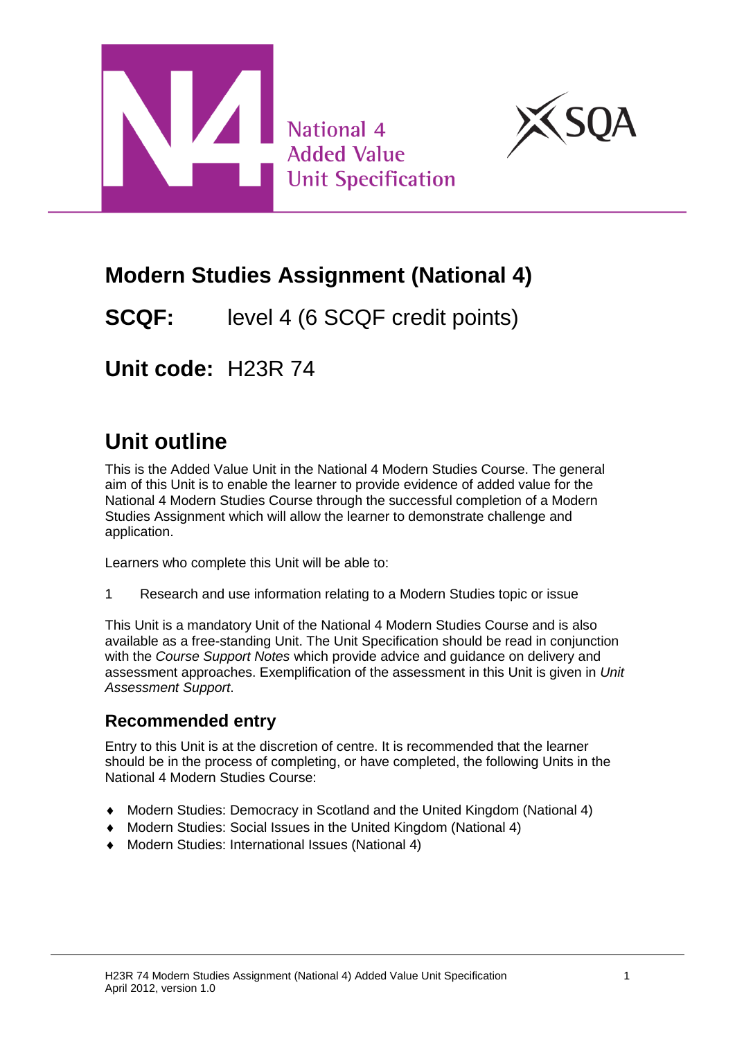National 4
Added Value
Unit Specification

# Modern Studies Assignment (National 4)

**SCQF:** level 4 (6 SCQF credit points)

**Unit code:** H23R 74

## Unit outline

This is the Added Value Unit in the National 4 Modern Studies Course. The general aim of this Unit is to enable the learner to provide evidence of added value for the National 4 Modern Studies Course through the successful completion of a Modern Studies Assignment which will allow the learner to demonstrate challenge and application.

Learners who complete this Unit will be able to:

1 Research and use information relating to a Modern Studies topic or issue

This Unit is a mandatory Unit of the National 4 Modern Studies Course and is also available as a free-standing Unit. The Unit Specification should be read in conjunction with the *Course Support Notes* which provide advice and guidance on delivery and assessment approaches. Exemplification of the assessment in this Unit is given in *Unit Assessment Support*.

### Recommended entry

Entry to this Unit is at the discretion of centre. It is recommended that the learner should be in the process of completing, or have completed, the following Units in the National 4 Modern Studies Course:

- Modern Studies: Democracy in Scotland and the United Kingdom (National 4)
- Modern Studies: Social Issues in the United Kingdom (National 4)
- Modern Studies: International Issues (National 4)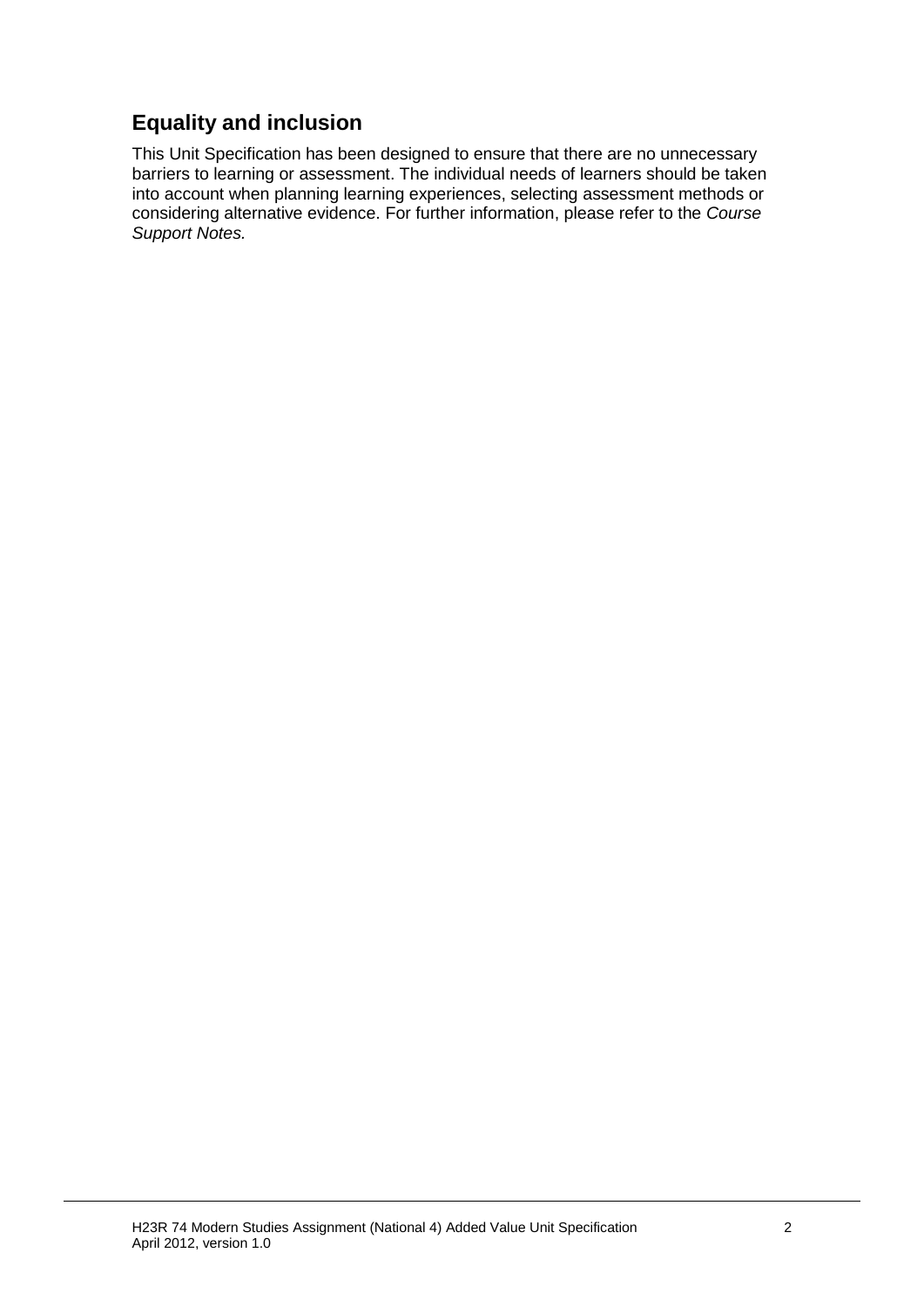## Equality and inclusion

This Unit Specification has been designed to ensure that there are no unnecessary barriers to learning or assessment. The individual needs of learners should be taken into account when planning learning experiences, selecting assessment methods or considering alternative evidence. For further information, please refer to the *Course Support Notes.*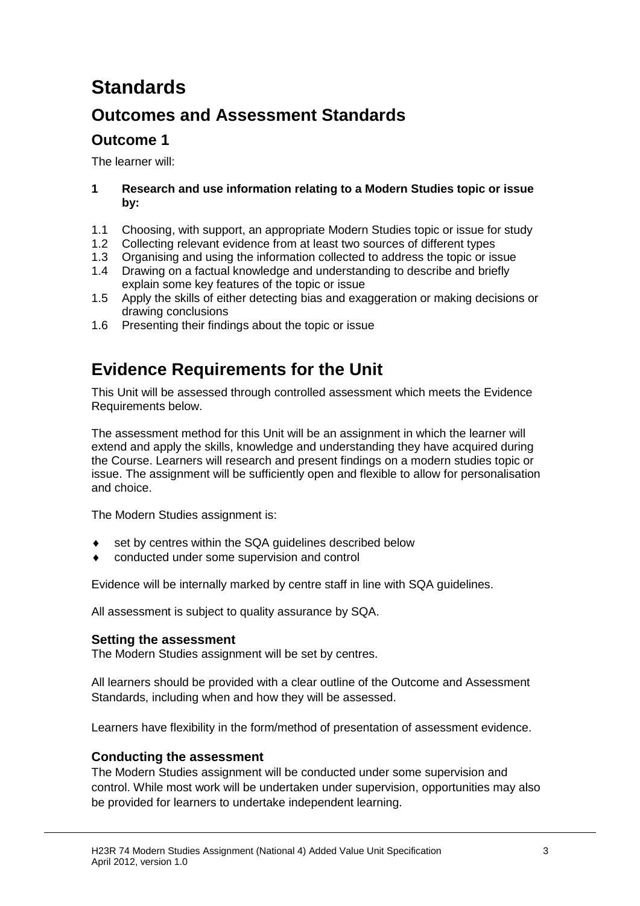# Standards

## Outcomes and Assessment Standards

### Outcome 1

The learner will:

**1 Research and use information relating to a Modern Studies topic or issue by:**

1.1 Choosing, with support, an appropriate Modern Studies topic or issue for study
1.2 Collecting relevant evidence from at least two sources of different types
1.3 Organising and using the information collected to address the topic or issue
1.4 Drawing on a factual knowledge and understanding to describe and briefly explain some key features of the topic or issue
1.5 Apply the skills of either detecting bias and exaggeration or making decisions or drawing conclusions
1.6 Presenting their findings about the topic or issue

## Evidence Requirements for the Unit

This Unit will be assessed through controlled assessment which meets the Evidence Requirements below.

The assessment method for this Unit will be an assignment in which the learner will extend and apply the skills, knowledge and understanding they have acquired during the Course. Learners will research and present findings on a modern studies topic or issue. The assignment will be sufficiently open and flexible to allow for personalisation and choice.

The Modern Studies assignment is:

- set by centres within the SQA guidelines described below
- conducted under some supervision and control

Evidence will be internally marked by centre staff in line with SQA guidelines.

All assessment is subject to quality assurance by SQA.

### Setting the assessment

The Modern Studies assignment will be set by centres.

All learners should be provided with a clear outline of the Outcome and Assessment Standards, including when and how they will be assessed.

Learners have flexibility in the form/method of presentation of assessment evidence.

### Conducting the assessment

The Modern Studies assignment will be conducted under some supervision and control. While most work will be undertaken under supervision, opportunities may also be provided for learners to undertake independent learning.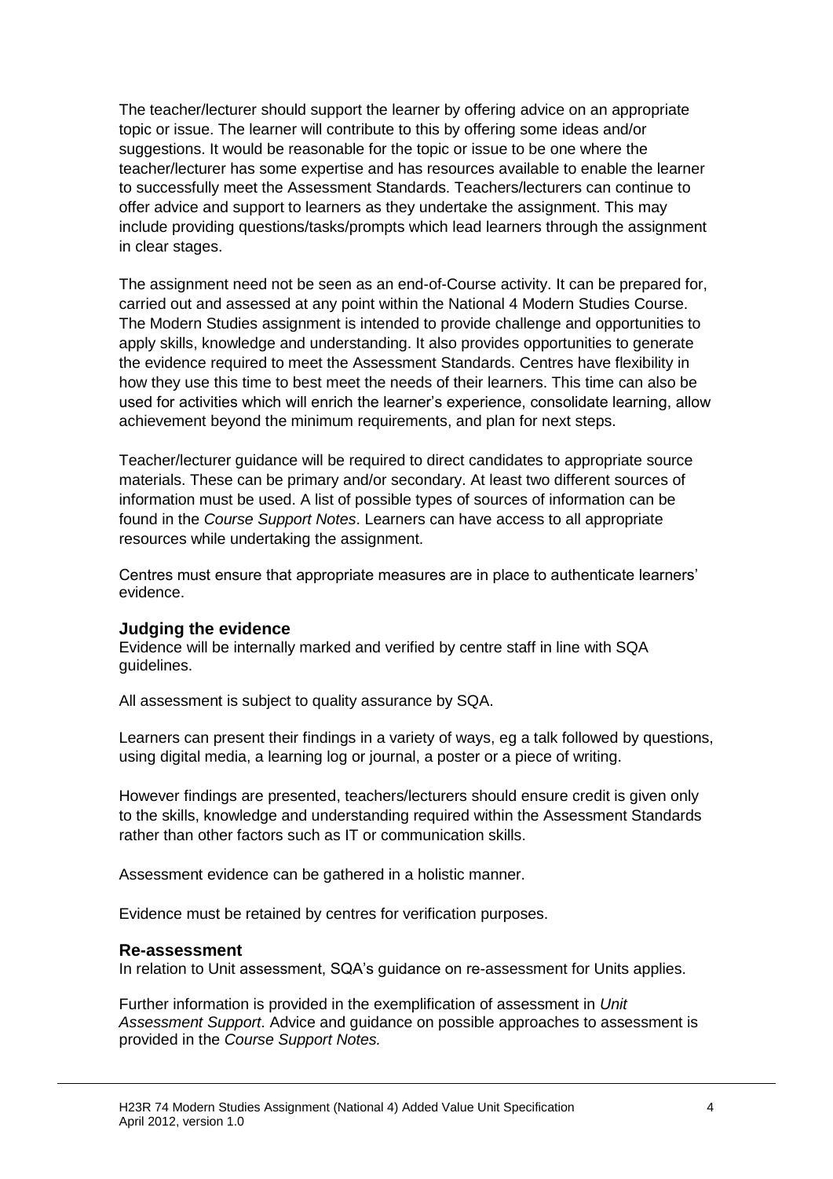The teacher/lecturer should support the learner by offering advice on an appropriate topic or issue. The learner will contribute to this by offering some ideas and/or suggestions. It would be reasonable for the topic or issue to be one where the teacher/lecturer has some expertise and has resources available to enable the learner to successfully meet the Assessment Standards. Teachers/lecturers can continue to offer advice and support to learners as they undertake the assignment. This may include providing questions/tasks/prompts which lead learners through the assignment in clear stages.

The assignment need not be seen as an end-of-Course activity. It can be prepared for, carried out and assessed at any point within the National 4 Modern Studies Course. The Modern Studies assignment is intended to provide challenge and opportunities to apply skills, knowledge and understanding. It also provides opportunities to generate the evidence required to meet the Assessment Standards. Centres have flexibility in how they use this time to best meet the needs of their learners. This time can also be used for activities which will enrich the learner's experience, consolidate learning, allow achievement beyond the minimum requirements, and plan for next steps.

Teacher/lecturer guidance will be required to direct candidates to appropriate source materials. These can be primary and/or secondary. At least two different sources of information must be used. A list of possible types of sources of information can be found in the *Course Support Notes*. Learners can have access to all appropriate resources while undertaking the assignment.

Centres must ensure that appropriate measures are in place to authenticate learners' evidence.

### Judging the evidence

Evidence will be internally marked and verified by centre staff in line with SQA guidelines.

All assessment is subject to quality assurance by SQA.

Learners can present their findings in a variety of ways, eg a talk followed by questions, using digital media, a learning log or journal, a poster or a piece of writing.

However findings are presented, teachers/lecturers should ensure credit is given only to the skills, knowledge and understanding required within the Assessment Standards rather than other factors such as IT or communication skills.

Assessment evidence can be gathered in a holistic manner.

Evidence must be retained by centres for verification purposes.

### Re-assessment

In relation to Unit assessment, SQA's guidance on re-assessment for Units applies.

Further information is provided in the exemplification of assessment in *Unit Assessment Support*. Advice and guidance on possible approaches to assessment is provided in the *Course Support Notes.*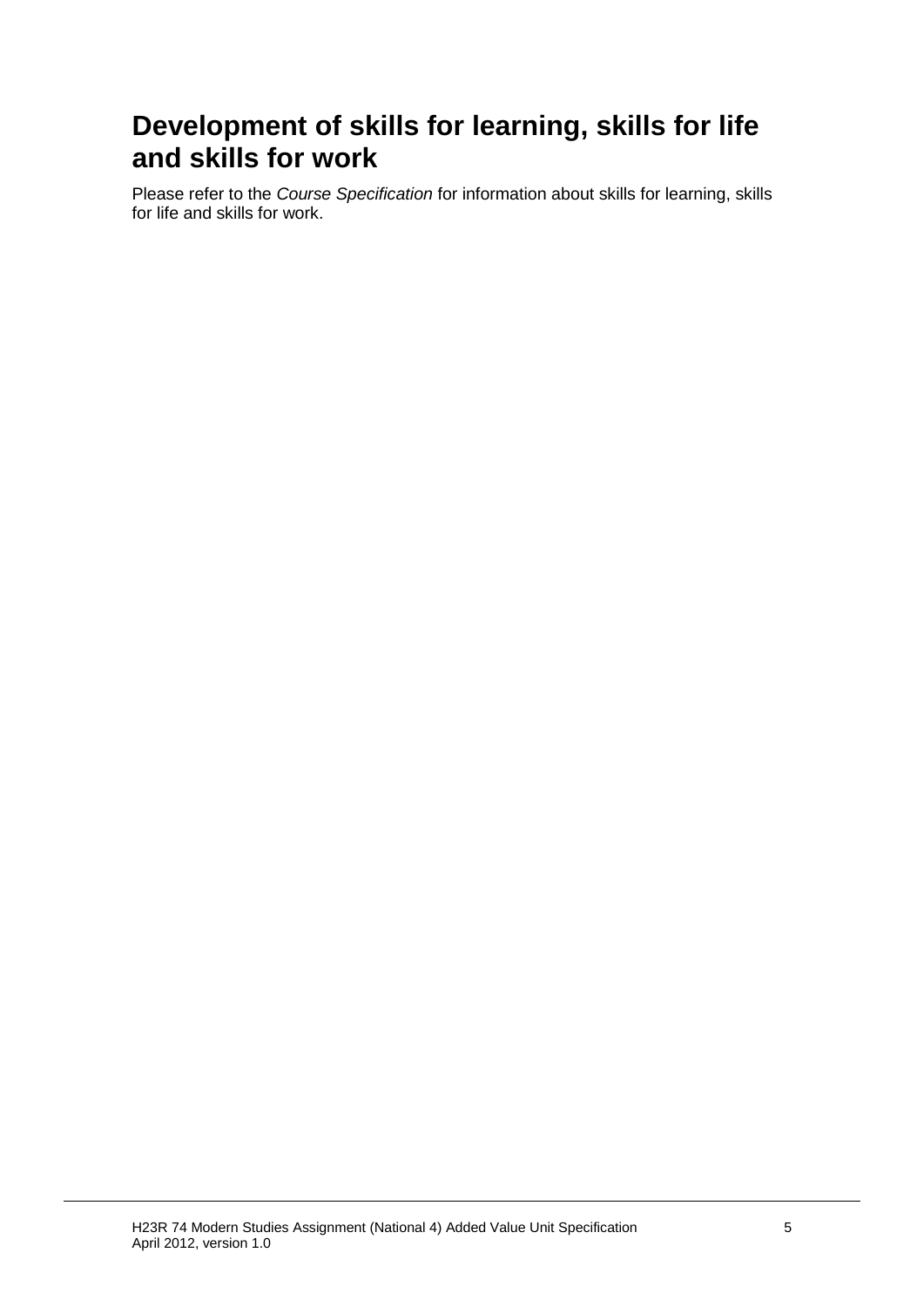## Development of skills for learning, skills for life and skills for work

Please refer to the *Course Specification* for information about skills for learning, skills for life and skills for work.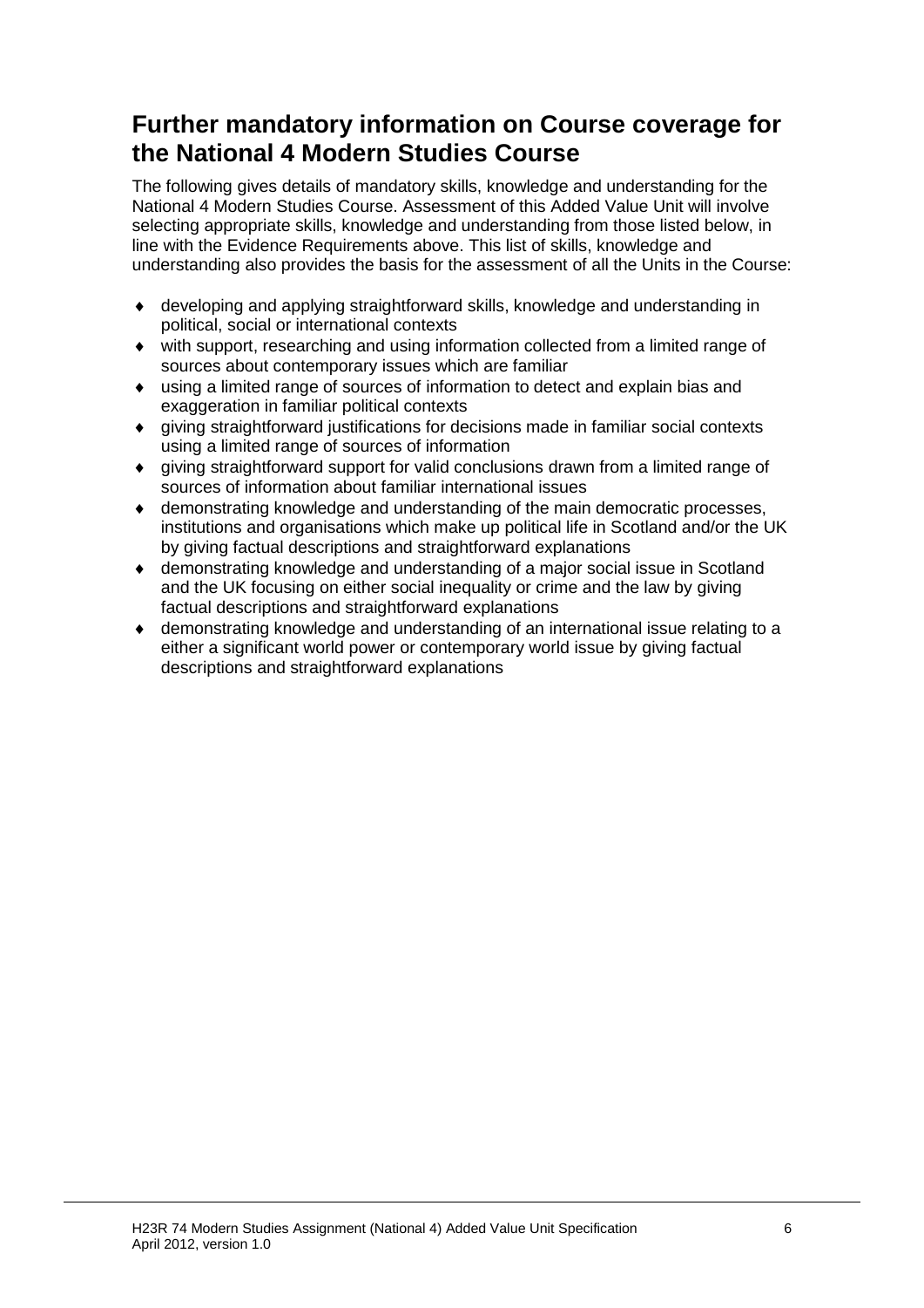## Further mandatory information on Course coverage for the National 4 Modern Studies Course

The following gives details of mandatory skills, knowledge and understanding for the National 4 Modern Studies Course. Assessment of this Added Value Unit will involve selecting appropriate skills, knowledge and understanding from those listed below, in line with the Evidence Requirements above. This list of skills, knowledge and understanding also provides the basis for the assessment of all the Units in the Course:

- developing and applying straightforward skills, knowledge and understanding in political, social or international contexts
- with support, researching and using information collected from a limited range of sources about contemporary issues which are familiar
- using a limited range of sources of information to detect and explain bias and exaggeration in familiar political contexts
- giving straightforward justifications for decisions made in familiar social contexts using a limited range of sources of information
- giving straightforward support for valid conclusions drawn from a limited range of sources of information about familiar international issues
- demonstrating knowledge and understanding of the main democratic processes, institutions and organisations which make up political life in Scotland and/or the UK by giving factual descriptions and straightforward explanations
- demonstrating knowledge and understanding of a major social issue in Scotland and the UK focusing on either social inequality or crime and the law by giving factual descriptions and straightforward explanations
- demonstrating knowledge and understanding of an international issue relating to a either a significant world power or contemporary world issue by giving factual descriptions and straightforward explanations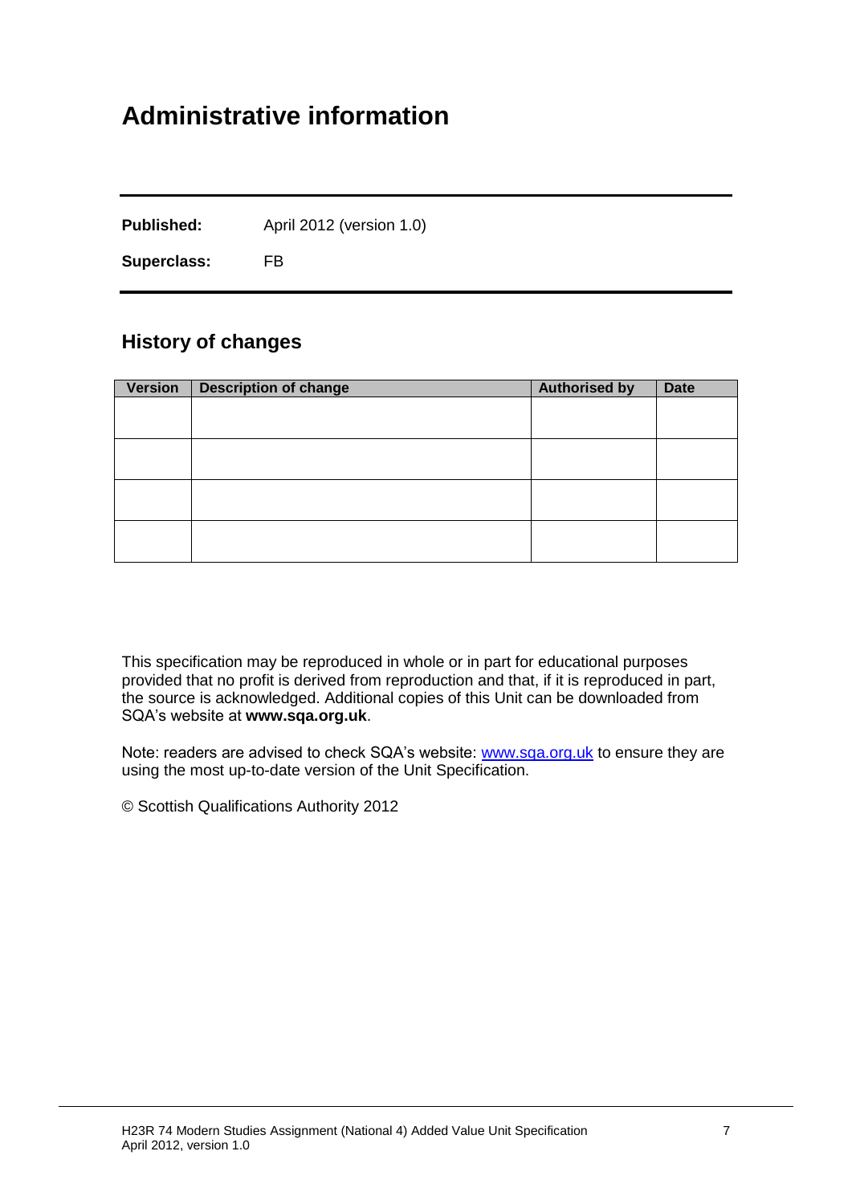# Administrative information

**Published:** April 2012 (version 1.0)

**Superclass:** FB

## History of changes

| Version | Description of change | Authorised by | Date |
|---|---|---|---|
| | | | |
| | | | |
| | | | |
| | | | |

This specification may be reproduced in whole or in part for educational purposes provided that no profit is derived from reproduction and that, if it is reproduced in part, the source is acknowledged. Additional copies of this Unit can be downloaded from SQA's website at **www.sqa.org.uk**.

Note: readers are advised to check SQA's website: www.sqa.org.uk to ensure they are using the most up-to-date version of the Unit Specification.

© Scottish Qualifications Authority 2012